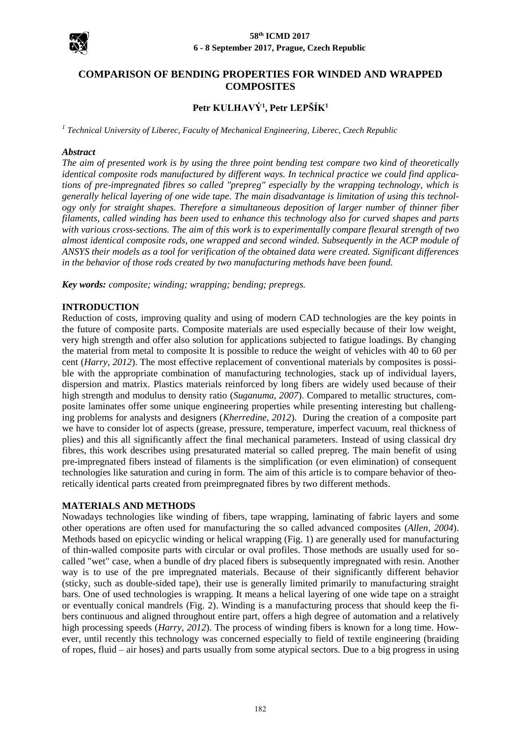# COMPARISON OF BENDING PROPERTIES FOR WINDED AND WRAPPED COMPOSITES

**Petr KULHAVÝ[1], Petr LEPŠÍK[1]**

*[1] Technical University of Liberec, Faculty of Mechanical Engineering, Liberec, Czech Republic*

***Abstract***

*The aim of presented work is by using the three point bending test compare two kind of theoretically identical composite rods manufactured by different ways. In technical practice we could find applications of pre-impregnated fibres so called "prepreg" especially by the wrapping technology, which is generally helical layering of one wide tape. The main disadvantage is limitation of using this technology only for straight shapes. Therefore a simultaneous deposition of larger number of thinner fiber filaments, called winding has been used to enhance this technology also for curved shapes and parts with various cross-sections. The aim of this work is to experimentally compare flexural strength of two almost identical composite rods, one wrapped and second winded. Subsequently in the ACP module of ANSYS their models as a tool for verification of the obtained data were created. Significant differences in the behavior of those rods created by two manufacturing methods have been found.*

***Key words:*** *composite; winding; wrapping; bending; prepregs.*

## INTRODUCTION

Reduction of costs, improving quality and using of modern CAD technologies are the key points in the future of composite parts. Composite materials are used especially because of their low weight, very high strength and offer also solution for applications subjected to fatigue loadings. By changing the material from metal to composite It is possible to reduce the weight of vehicles with 40 to 60 per cent (*Harry, 2012*). The most effective replacement of conventional materials by composites is possible with the appropriate combination of manufacturing technologies, stack up of individual layers, dispersion and matrix. Plastics materials reinforced by long fibers are widely used because of their high strength and modulus to density ratio (*Suganuma, 2007*). Compared to metallic structures, composite laminates offer some unique engineering properties while presenting interesting but challenging problems for analysts and designers (*Kherredine, 2012*). During the creation of a composite part we have to consider lot of aspects (grease, pressure, temperature, imperfect vacuum, real thickness of plies) and this all significantly affect the final mechanical parameters. Instead of using classical dry fibres, this work describes using presaturated material so called prepreg. The main benefit of using pre-impregnated fibers instead of filaments is the simplification (or even elimination) of consequent technologies like saturation and curing in form. The aim of this article is to compare behavior of theoretically identical parts created from preimpregnated fibres by two different methods.

## MATERIALS AND METHODS

Nowadays technologies like winding of fibers, tape wrapping, laminating of fabric layers and some other operations are often used for manufacturing the so called advanced composites (*Allen, 2004*). Methods based on epicyclic winding or helical wrapping (Fig. 1) are generally used for manufacturing of thin-walled composite parts with circular or oval profiles. Those methods are usually used for so-called "wet" case, when a bundle of dry placed fibers is subsequently impregnated with resin. Another way is to use of the pre impregnated materials. Because of their significantly different behavior (sticky, such as double-sided tape), their use is generally limited primarily to manufacturing straight bars. One of used technologies is wrapping. It means a helical layering of one wide tape on a straight or eventually conical mandrels (Fig. 2). Winding is a manufacturing process that should keep the fibers continuous and aligned throughout entire part, offers a high degree of automation and a relatively high processing speeds (*Harry, 2012*). The process of winding fibers is known for a long time. However, until recently this technology was concerned especially to field of textile engineering (braiding of ropes, fluid – air hoses) and parts usually from some atypical sectors. Due to a big progress in using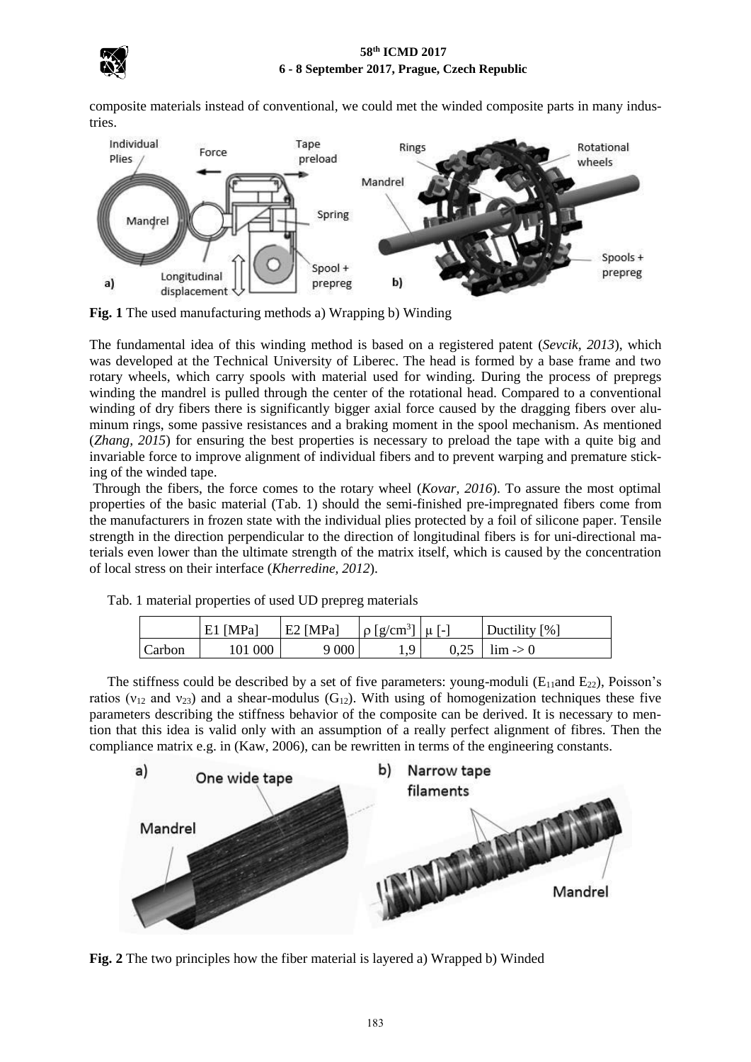composite materials instead of conventional, we could met the winded composite parts in many industries.

**Fig. 1** The used manufacturing methods a) Wrapping b) Winding

The fundamental idea of this winding method is based on a registered patent (*Sevcik, 2013*), which was developed at the Technical University of Liberec. The head is formed by a base frame and two rotary wheels, which carry spools with material used for winding. During the process of prepregs winding the mandrel is pulled through the center of the rotational head. Compared to a conventional winding of dry fibers there is significantly bigger axial force caused by the dragging fibers over aluminum rings, some passive resistances and a braking moment in the spool mechanism. As mentioned (*Zhang, 2015*) for ensuring the best properties is necessary to preload the tape with a quite big and invariable force to improve alignment of individual fibers and to prevent warping and premature sticking of the winded tape.

Through the fibers, the force comes to the rotary wheel (*Kovar, 2016*). To assure the most optimal properties of the basic material (Tab. 1) should the semi-finished pre-impregnated fibers come from the manufacturers in frozen state with the individual plies protected by a foil of silicone paper. Tensile strength in the direction perpendicular to the direction of longitudinal fibers is for uni-directional materials even lower than the ultimate strength of the matrix itself, which is caused by the concentration of local stress on their interface (*Kherredine, 2012*).

Tab. 1 material properties of used UD prepreg materials

| | E1 [MPa] | E2 [MPa] | $\rho$ [g/cm$^3$] | $\mu$ [-] | Ductility [%] |
|---|---|---|---|---|---|
| Carbon | 101 000 | 9 000 | 1,9 | 0,25 | lim -> 0 |

The stiffness could be described by a set of five parameters: young-moduli ($E_{11}$and $E_{22}$), Poisson's ratios ($\nu_{12}$ and $\nu_{23}$) and a shear-modulus ($G_{12}$). With using of homogenization techniques these five parameters describing the stiffness behavior of the composite can be derived. It is necessary to mention that this idea is valid only with an assumption of a really perfect alignment of fibres. Then the compliance matrix e.g. in (Kaw, 2006), can be rewritten in terms of the engineering constants.

**Fig. 2** The two principles how the fiber material is layered a) Wrapped b) Winded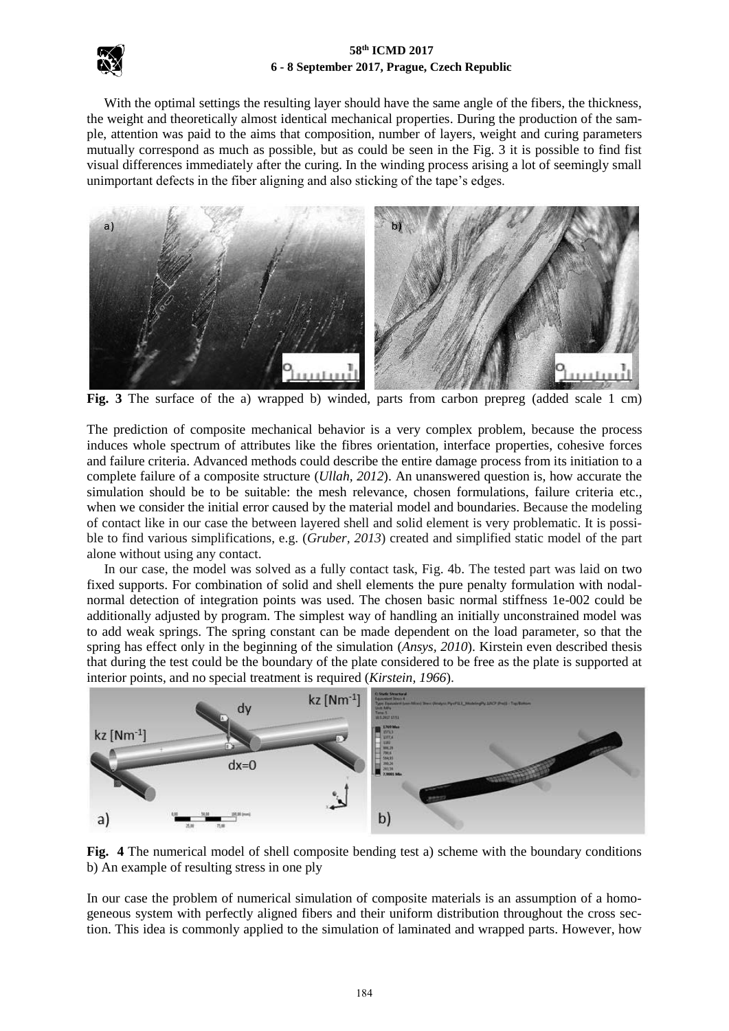With the optimal settings the resulting layer should have the same angle of the fibers, the thickness, the weight and theoretically almost identical mechanical properties. During the production of the sample, attention was paid to the aims that composition, number of layers, weight and curing parameters mutually correspond as much as possible, but as could be seen in the Fig. 3 it is possible to find fist visual differences immediately after the curing. In the winding process arising a lot of seemingly small unimportant defects in the fiber aligning and also sticking of the tape's edges.

**Fig. 3** The surface of the a) wrapped b) winded, parts from carbon prepreg (added scale 1 cm)

The prediction of composite mechanical behavior is a very complex problem, because the process induces whole spectrum of attributes like the fibres orientation, interface properties, cohesive forces and failure criteria. Advanced methods could describe the entire damage process from its initiation to a complete failure of a composite structure (*Ullah, 2012*). An unanswered question is, how accurate the simulation should be to be suitable: the mesh relevance, chosen formulations, failure criteria etc., when we consider the initial error caused by the material model and boundaries. Because the modeling of contact like in our case the between layered shell and solid element is very problematic. It is possible to find various simplifications, e.g. (*Gruber, 2013*) created and simplified static model of the part alone without using any contact.

In our case, the model was solved as a fully contact task, Fig. 4b. The tested part was laid on two fixed supports. For combination of solid and shell elements the pure penalty formulation with nodal-normal detection of integration points was used. The chosen basic normal stiffness 1e-002 could be additionally adjusted by program. The simplest way of handling an initially unconstrained model was to add weak springs. The spring constant can be made dependent on the load parameter, so that the spring has effect only in the beginning of the simulation (*Ansys, 2010*). Kirstein even described thesis that during the test could be the boundary of the plate considered to be free as the plate is supported at interior points, and no special treatment is required (*Kirstein, 1966*).

**Fig. 4** The numerical model of shell composite bending test a) scheme with the boundary conditions b) An example of resulting stress in one ply

In our case the problem of numerical simulation of composite materials is an assumption of a homogeneous system with perfectly aligned fibers and their uniform distribution throughout the cross section. This idea is commonly applied to the simulation of laminated and wrapped parts. However, how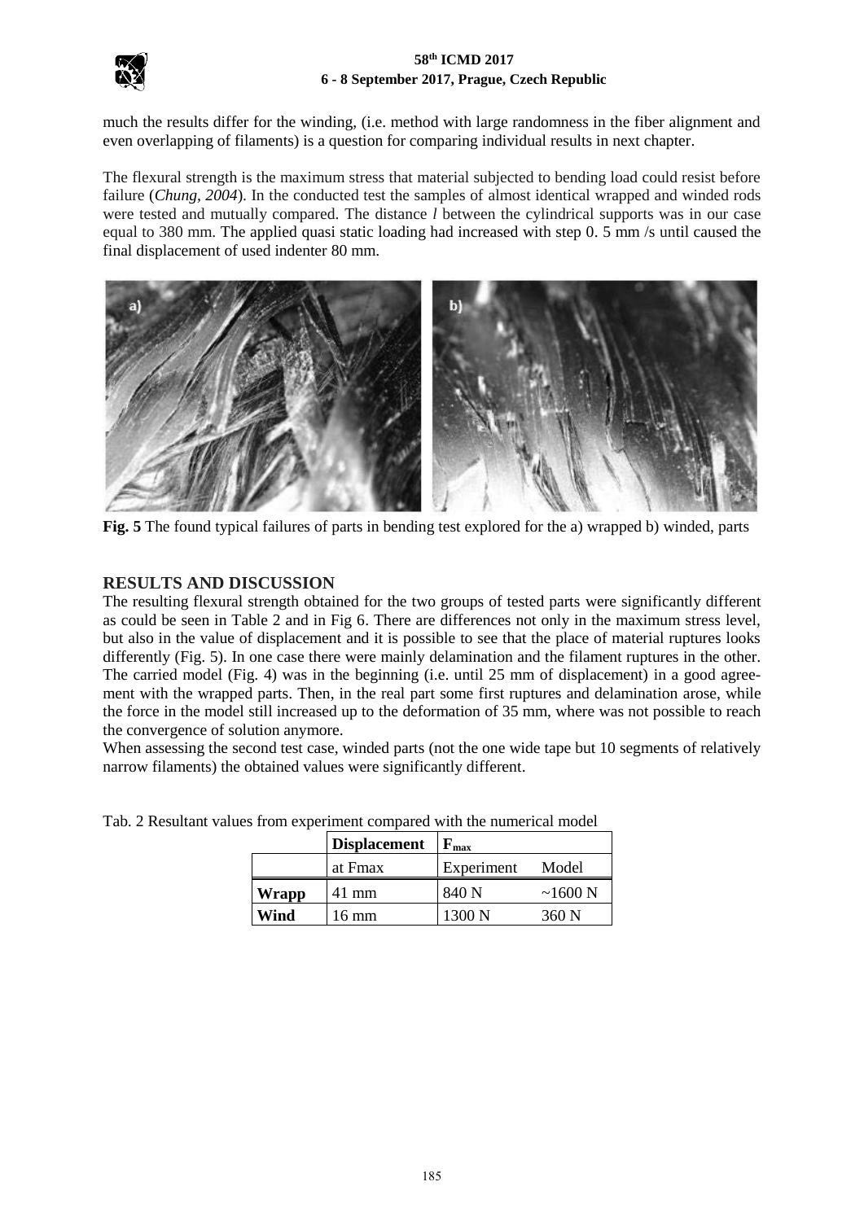much the results differ for the winding, (i.e. method with large randomness in the fiber alignment and even overlapping of filaments) is a question for comparing individual results in next chapter.

The flexural strength is the maximum stress that material subjected to bending load could resist before failure (*Chung, 2004*). In the conducted test the samples of almost identical wrapped and winded rods were tested and mutually compared. The distance *l* between the cylindrical supports was in our case equal to 380 mm. The applied quasi static loading had increased with step 0. 5 mm /s until caused the final displacement of used indenter 80 mm.

**Fig. 5** The found typical failures of parts in bending test explored for the a) wrapped b) winded, parts

## RESULTS AND DISCUSSION

The resulting flexural strength obtained for the two groups of tested parts were significantly different as could be seen in Table 2 and in Fig 6. There are differences not only in the maximum stress level, but also in the value of displacement and it is possible to see that the place of material ruptures looks differently (Fig. 5). In one case there were mainly delamination and the filament ruptures in the other. The carried model (Fig. 4) was in the beginning (i.e. until 25 mm of displacement) in a good agreement with the wrapped parts. Then, in the real part some first ruptures and delamination arose, while the force in the model still increased up to the deformation of 35 mm, where was not possible to reach the convergence of solution anymore.

When assessing the second test case, winded parts (not the one wide tape but 10 segments of relatively narrow filaments) the obtained values were significantly different.

Tab. 2 Resultant values from experiment compared with the numerical model

| | **Displacement** | $F_{max}$ | |
|---|---|---|---|
| | at Fmax | Experiment | Model |
| **Wrapp** | 41 mm | 840 N | ~1600 N |
| **Wind** | 16 mm | 1300 N | 360 N |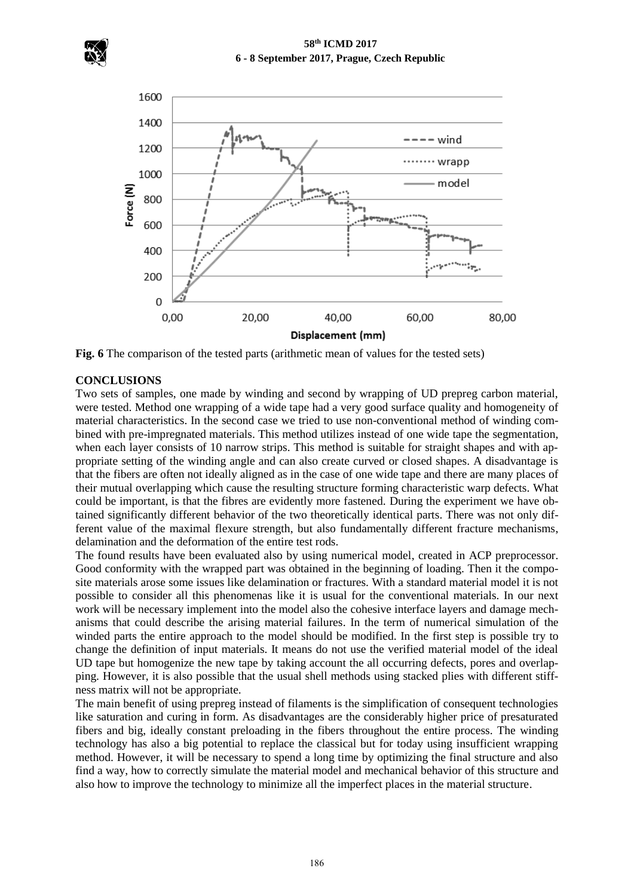**Fig. 6** The comparison of the tested parts (arithmetic mean of values for the tested sets)

## CONCLUSIONS

Two sets of samples, one made by winding and second by wrapping of UD prepreg carbon material, were tested. Method one wrapping of a wide tape had a very good surface quality and homogeneity of material characteristics. In the second case we tried to use non-conventional method of winding combined with pre-impregnated materials. This method utilizes instead of one wide tape the segmentation, when each layer consists of 10 narrow strips. This method is suitable for straight shapes and with appropriate setting of the winding angle and can also create curved or closed shapes. A disadvantage is that the fibers are often not ideally aligned as in the case of one wide tape and there are many places of their mutual overlapping which cause the resulting structure forming characteristic warp defects. What could be important, is that the fibres are evidently more fastened. During the experiment we have obtained significantly different behavior of the two theoretically identical parts. There was not only different value of the maximal flexure strength, but also fundamentally different fracture mechanisms, delamination and the deformation of the entire test rods.

The found results have been evaluated also by using numerical model, created in ACP preprocessor. Good conformity with the wrapped part was obtained in the beginning of loading. Then it the composite materials arose some issues like delamination or fractures. With a standard material model it is not possible to consider all this phenomenas like it is usual for the conventional materials. In our next work will be necessary implement into the model also the cohesive interface layers and damage mechanisms that could describe the arising material failures. In the term of numerical simulation of the winded parts the entire approach to the model should be modified. In the first step is possible try to change the definition of input materials. It means do not use the verified material model of the ideal UD tape but homogenize the new tape by taking account the all occurring defects, pores and overlapping. However, it is also possible that the usual shell methods using stacked plies with different stiffness matrix will not be appropriate.

The main benefit of using prepreg instead of filaments is the simplification of consequent technologies like saturation and curing in form. As disadvantages are the considerably higher price of presaturated fibers and big, ideally constant preloading in the fibers throughout the entire process. The winding technology has also a big potential to replace the classical but for today using insufficient wrapping method. However, it will be necessary to spend a long time by optimizing the final structure and also find a way, how to correctly simulate the material model and mechanical behavior of this structure and also how to improve the technology to minimize all the imperfect places in the material structure.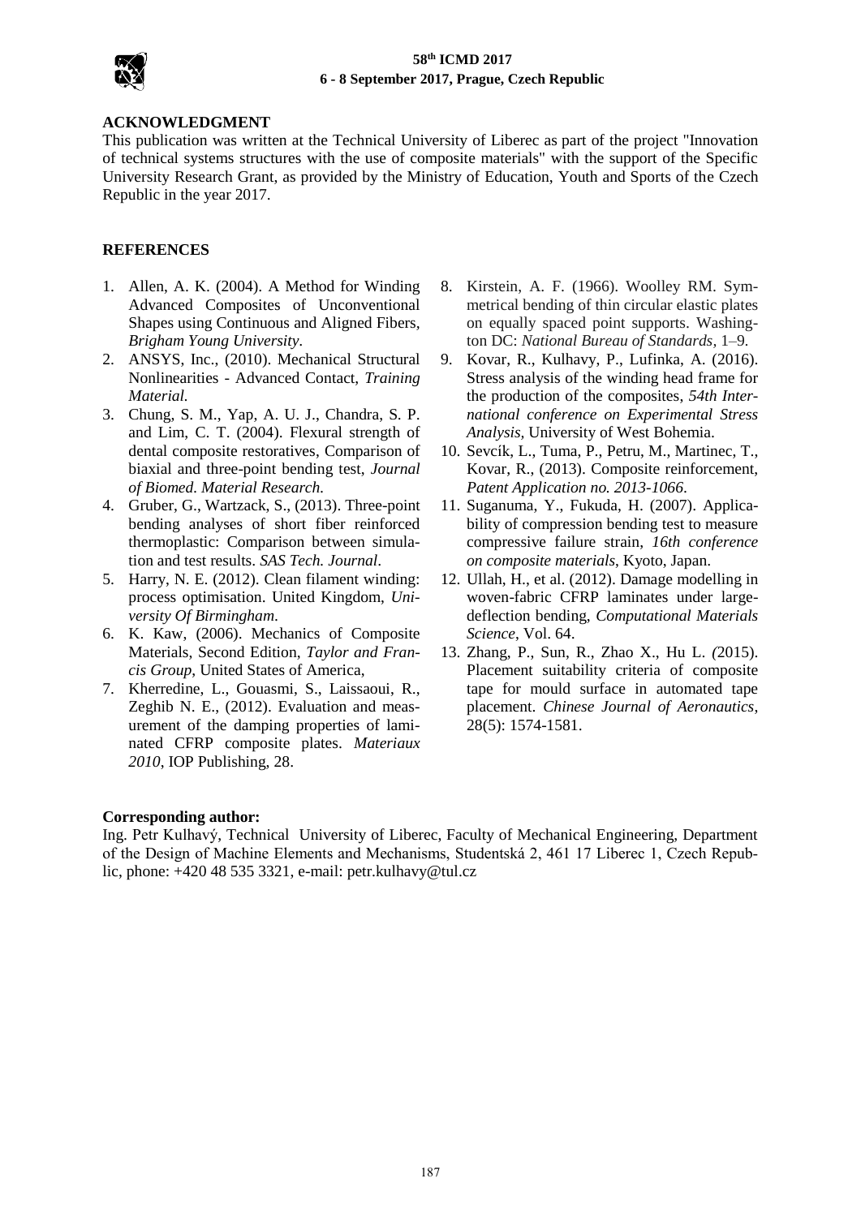## ACKNOWLEDGMENT

This publication was written at the Technical University of Liberec as part of the project "Innovation of technical systems structures with the use of composite materials" with the support of the Specific University Research Grant, as provided by the Ministry of Education, Youth and Sports of the Czech Republic in the year 2017.

## REFERENCES

1. Allen, A. K. (2004). A Method for Winding Advanced Composites of Unconventional Shapes using Continuous and Aligned Fibers, *Brigham Young University*.
2. ANSYS, Inc., (2010). Mechanical Structural Nonlinearities - Advanced Contact, *Training Material.*
3. Chung, S. M., Yap, A. U. J., Chandra, S. P. and Lim, C. T. (2004). Flexural strength of dental composite restoratives, Comparison of biaxial and three-point bending test, *Journal of Biomed. Material Research.*
4. Gruber, G., Wartzack, S., (2013). Three-point bending analyses of short fiber reinforced thermoplastic: Comparison between simulation and test results. *SAS Tech. Journal*.
5. Harry, N. E. (2012). Clean filament winding: process optimisation. United Kingdom, *University Of Birmingham*.
6. K. Kaw, (2006). Mechanics of Composite Materials, Second Edition, *Taylor and Francis Group*, United States of America,
7. Kherredine, L., Gouasmi, S., Laissaoui, R., Zeghib N. E., (2012). Evaluation and measurement of the damping properties of laminated CFRP composite plates. *Materiaux 2010*, IOP Publishing, 28.
8. Kirstein, A. F. (1966). Woolley RM. Symmetrical bending of thin circular elastic plates on equally spaced point supports. Washington DC: *National Bureau of Standards*, 1–9.
9. Kovar, R., Kulhavy, P., Lufinka, A. (2016). Stress analysis of the winding head frame for the production of the composites, *54th International conference on Experimental Stress Analysis*, University of West Bohemia.
10. Sevcík, L., Tuma, P., Petru, M., Martinec, T., Kovar, R., (2013). Composite reinforcement, *Patent Application no. 2013-1066*.
11. Suganuma, Y., Fukuda, H. (2007). Applicability of compression bending test to measure compressive failure strain, *16th conference on composite materials*, Kyoto, Japan.
12. Ullah, H., et al. (2012). Damage modelling in woven-fabric CFRP laminates under large-deflection bending, *Computational Materials Science*, Vol. 64.
13. Zhang, P., Sun, R., Zhao X., Hu L. *(*2015). Placement suitability criteria of composite tape for mould surface in automated tape placement. *Chinese Journal of Aeronautics*, 28(5): 1574-1581.

**Corresponding author:**

Ing. Petr Kulhavý, Technical University of Liberec, Faculty of Mechanical Engineering, Department of the Design of Machine Elements and Mechanisms, Studentská 2, 461 17 Liberec 1, Czech Republic, phone: +420 48 535 3321, e-mail: petr.kulhavy@tul.cz